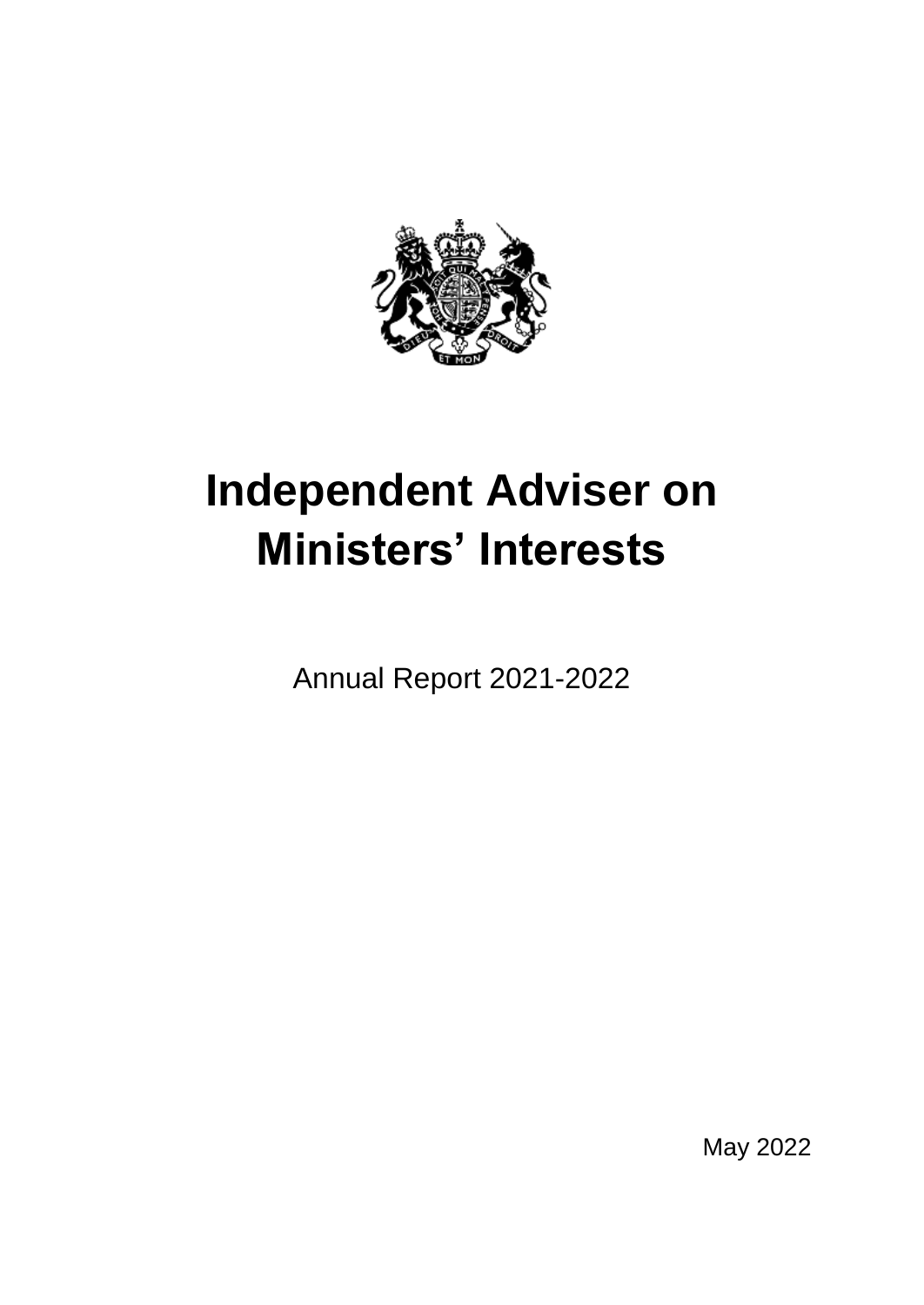# Independent Adviser on Ministers' Interests

Annual Report 2021-2022

May 2022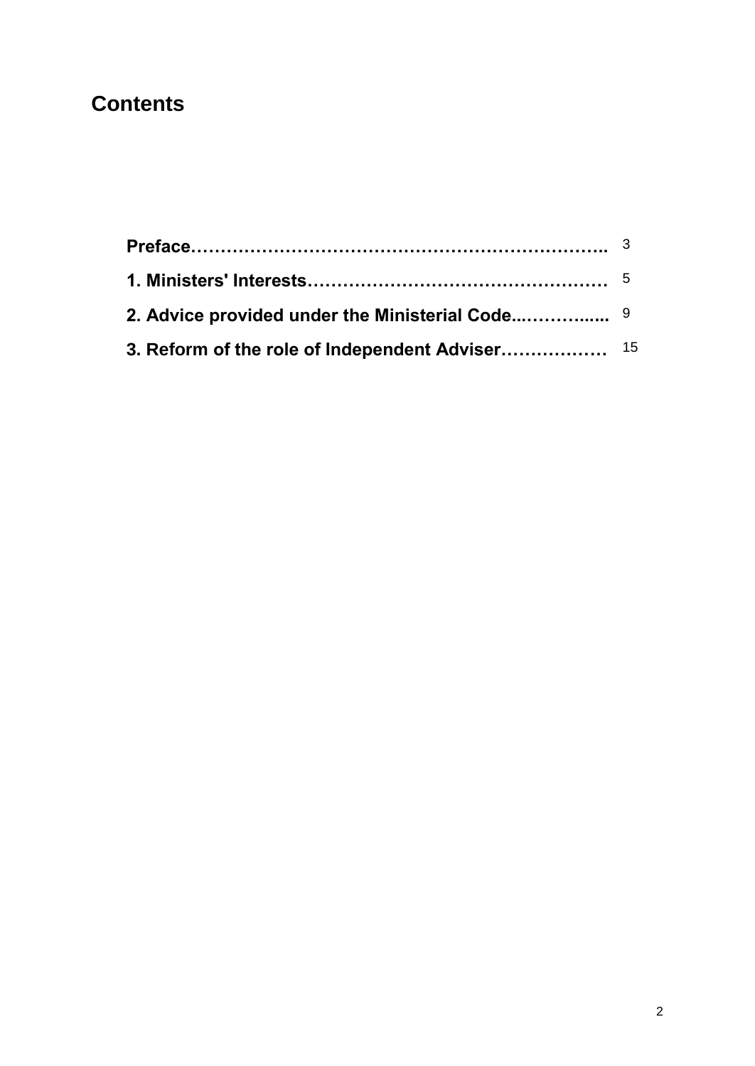# Contents

| | |
|---|---|
| **Preface** | 3 |
| **1. Ministers' Interests** | 5 |
| **2. Advice provided under the Ministerial Code** | 9 |
| **3. Reform of the role of Independent Adviser** | 15 |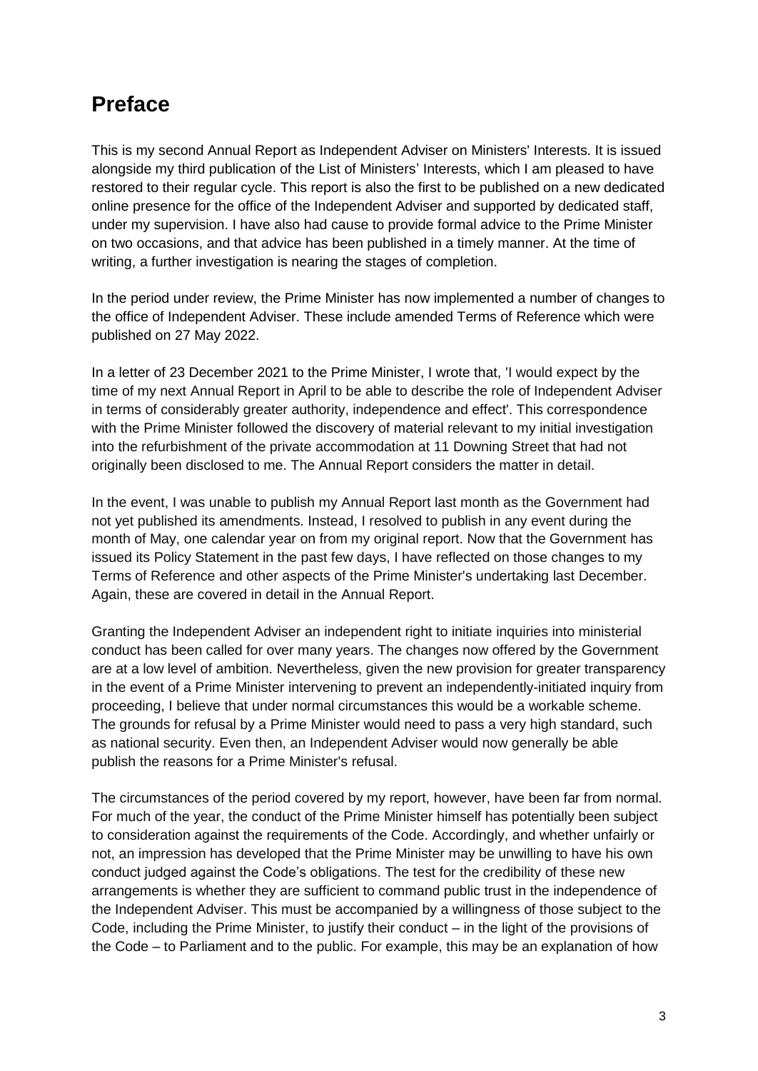# Preface

This is my second Annual Report as Independent Adviser on Ministers' Interests. It is issued alongside my third publication of the List of Ministers' Interests, which I am pleased to have restored to their regular cycle. This report is also the first to be published on a new dedicated online presence for the office of the Independent Adviser and supported by dedicated staff, under my supervision. I have also had cause to provide formal advice to the Prime Minister on two occasions, and that advice has been published in a timely manner. At the time of writing, a further investigation is nearing the stages of completion.

In the period under review, the Prime Minister has now implemented a number of changes to the office of Independent Adviser. These include amended Terms of Reference which were published on 27 May 2022.

In a letter of 23 December 2021 to the Prime Minister, I wrote that, 'I would expect by the time of my next Annual Report in April to be able to describe the role of Independent Adviser in terms of considerably greater authority, independence and effect'. This correspondence with the Prime Minister followed the discovery of material relevant to my initial investigation into the refurbishment of the private accommodation at 11 Downing Street that had not originally been disclosed to me. The Annual Report considers the matter in detail.

In the event, I was unable to publish my Annual Report last month as the Government had not yet published its amendments. Instead, I resolved to publish in any event during the month of May, one calendar year on from my original report. Now that the Government has issued its Policy Statement in the past few days, I have reflected on those changes to my Terms of Reference and other aspects of the Prime Minister's undertaking last December. Again, these are covered in detail in the Annual Report.

Granting the Independent Adviser an independent right to initiate inquiries into ministerial conduct has been called for over many years. The changes now offered by the Government are at a low level of ambition. Nevertheless, given the new provision for greater transparency in the event of a Prime Minister intervening to prevent an independently-initiated inquiry from proceeding, I believe that under normal circumstances this would be a workable scheme. The grounds for refusal by a Prime Minister would need to pass a very high standard, such as national security. Even then, an Independent Adviser would now generally be able publish the reasons for a Prime Minister's refusal.

The circumstances of the period covered by my report, however, have been far from normal. For much of the year, the conduct of the Prime Minister himself has potentially been subject to consideration against the requirements of the Code. Accordingly, and whether unfairly or not, an impression has developed that the Prime Minister may be unwilling to have his own conduct judged against the Code's obligations. The test for the credibility of these new arrangements is whether they are sufficient to command public trust in the independence of the Independent Adviser. This must be accompanied by a willingness of those subject to the Code, including the Prime Minister, to justify their conduct – in the light of the provisions of the Code – to Parliament and to the public. For example, this may be an explanation of how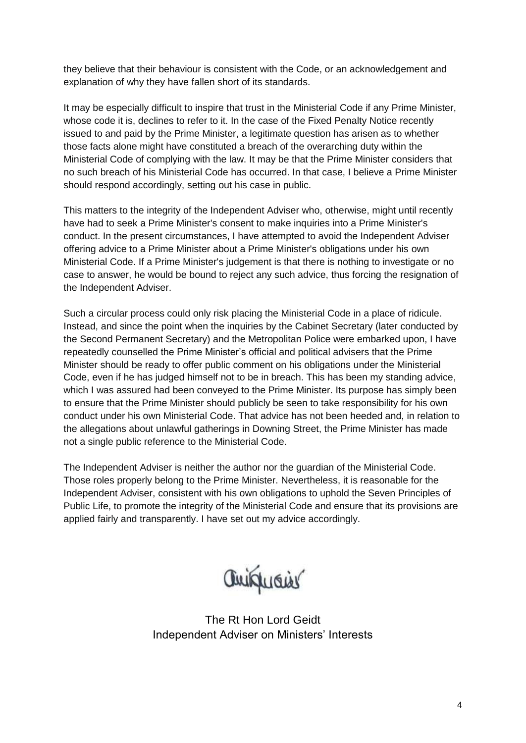they believe that their behaviour is consistent with the Code, or an acknowledgement and explanation of why they have fallen short of its standards.

It may be especially difficult to inspire that trust in the Ministerial Code if any Prime Minister, whose code it is, declines to refer to it. In the case of the Fixed Penalty Notice recently issued to and paid by the Prime Minister, a legitimate question has arisen as to whether those facts alone might have constituted a breach of the overarching duty within the Ministerial Code of complying with the law. It may be that the Prime Minister considers that no such breach of his Ministerial Code has occurred. In that case, I believe a Prime Minister should respond accordingly, setting out his case in public.

This matters to the integrity of the Independent Adviser who, otherwise, might until recently have had to seek a Prime Minister's consent to make inquiries into a Prime Minister's conduct. In the present circumstances, I have attempted to avoid the Independent Adviser offering advice to a Prime Minister about a Prime Minister's obligations under his own Ministerial Code. If a Prime Minister's judgement is that there is nothing to investigate or no case to answer, he would be bound to reject any such advice, thus forcing the resignation of the Independent Adviser.

Such a circular process could only risk placing the Ministerial Code in a place of ridicule. Instead, and since the point when the inquiries by the Cabinet Secretary (later conducted by the Second Permanent Secretary) and the Metropolitan Police were embarked upon, I have repeatedly counselled the Prime Minister's official and political advisers that the Prime Minister should be ready to offer public comment on his obligations under the Ministerial Code, even if he has judged himself not to be in breach. This has been my standing advice, which I was assured had been conveyed to the Prime Minister. Its purpose has simply been to ensure that the Prime Minister should publicly be seen to take responsibility for his own conduct under his own Ministerial Code. That advice has not been heeded and, in relation to the allegations about unlawful gatherings in Downing Street, the Prime Minister has made not a single public reference to the Ministerial Code.

The Independent Adviser is neither the author nor the guardian of the Ministerial Code. Those roles properly belong to the Prime Minister. Nevertheless, it is reasonable for the Independent Adviser, consistent with his own obligations to uphold the Seven Principles of Public Life, to promote the integrity of the Ministerial Code and ensure that its provisions are applied fairly and transparently. I have set out my advice accordingly.

The Rt Hon Lord Geidt
Independent Adviser on Ministers' Interests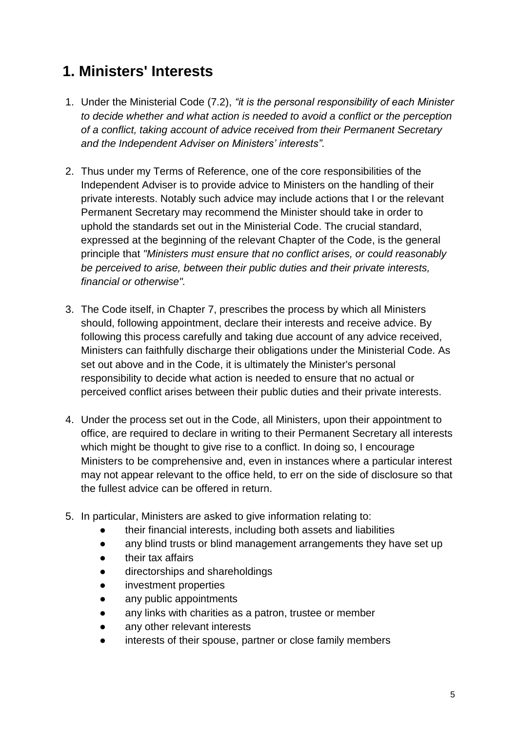## 1. Ministers' Interests

1. Under the Ministerial Code (7.2), *"it is the personal responsibility of each Minister to decide whether and what action is needed to avoid a conflict or the perception of a conflict, taking account of advice received from their Permanent Secretary and the Independent Adviser on Ministers' interests"*.

2. Thus under my Terms of Reference, one of the core responsibilities of the Independent Adviser is to provide advice to Ministers on the handling of their private interests. Notably such advice may include actions that I or the relevant Permanent Secretary may recommend the Minister should take in order to uphold the standards set out in the Ministerial Code. The crucial standard, expressed at the beginning of the relevant Chapter of the Code, is the general principle that *"Ministers must ensure that no conflict arises, or could reasonably be perceived to arise, between their public duties and their private interests, financial or otherwise".*

3. The Code itself, in Chapter 7, prescribes the process by which all Ministers should, following appointment, declare their interests and receive advice. By following this process carefully and taking due account of any advice received, Ministers can faithfully discharge their obligations under the Ministerial Code. As set out above and in the Code, it is ultimately the Minister's personal responsibility to decide what action is needed to ensure that no actual or perceived conflict arises between their public duties and their private interests.

4. Under the process set out in the Code, all Ministers, upon their appointment to office, are required to declare in writing to their Permanent Secretary all interests which might be thought to give rise to a conflict. In doing so, I encourage Ministers to be comprehensive and, even in instances where a particular interest may not appear relevant to the office held, to err on the side of disclosure so that the fullest advice can be offered in return.

5. In particular, Ministers are asked to give information relating to:
    - their financial interests, including both assets and liabilities
    - any blind trusts or blind management arrangements they have set up
    - their tax affairs
    - directorships and shareholdings
    - investment properties
    - any public appointments
    - any links with charities as a patron, trustee or member
    - any other relevant interests
    - interests of their spouse, partner or close family members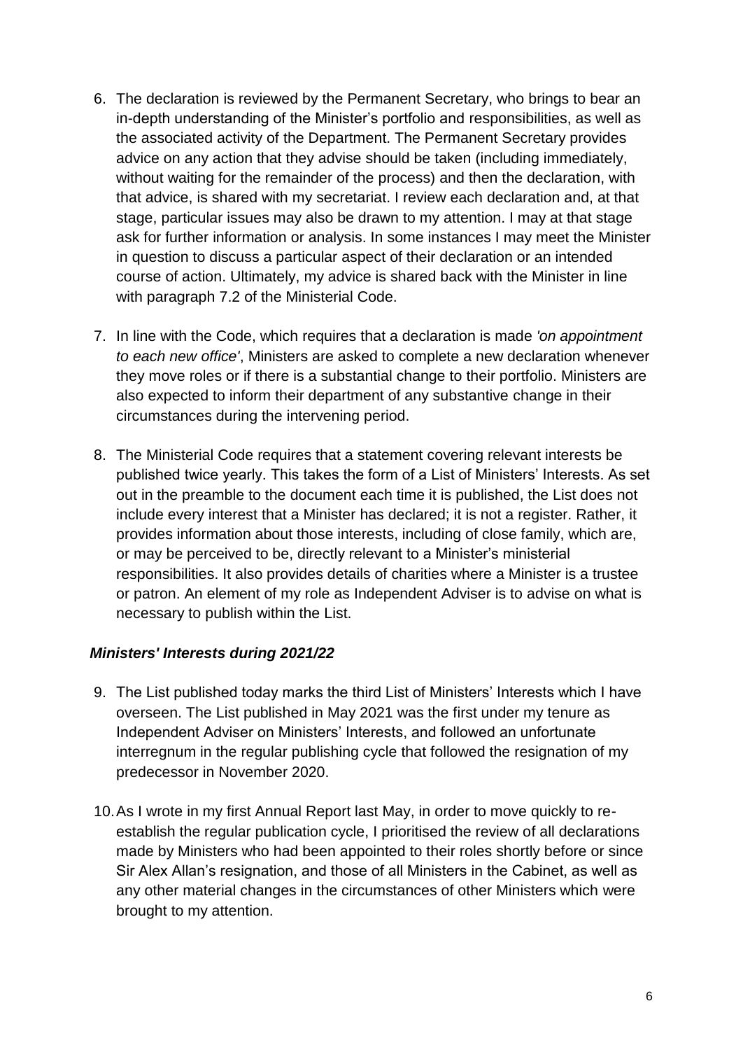6. The declaration is reviewed by the Permanent Secretary, who brings to bear an in-depth understanding of the Minister's portfolio and responsibilities, as well as the associated activity of the Department. The Permanent Secretary provides advice on any action that they advise should be taken (including immediately, without waiting for the remainder of the process) and then the declaration, with that advice, is shared with my secretariat. I review each declaration and, at that stage, particular issues may also be drawn to my attention. I may at that stage ask for further information or analysis. In some instances I may meet the Minister in question to discuss a particular aspect of their declaration or an intended course of action. Ultimately, my advice is shared back with the Minister in line with paragraph 7.2 of the Ministerial Code.

7. In line with the Code, which requires that a declaration is made *'on appointment to each new office'*, Ministers are asked to complete a new declaration whenever they move roles or if there is a substantial change to their portfolio. Ministers are also expected to inform their department of any substantive change in their circumstances during the intervening period.

8. The Ministerial Code requires that a statement covering relevant interests be published twice yearly. This takes the form of a List of Ministers' Interests. As set out in the preamble to the document each time it is published, the List does not include every interest that a Minister has declared; it is not a register. Rather, it provides information about those interests, including of close family, which are, or may be perceived to be, directly relevant to a Minister's ministerial responsibilities. It also provides details of charities where a Minister is a trustee or patron. An element of my role as Independent Adviser is to advise on what is necessary to publish within the List.

### *Ministers' Interests during 2021/22*

9. The List published today marks the third List of Ministers' Interests which I have overseen. The List published in May 2021 was the first under my tenure as Independent Adviser on Ministers' Interests, and followed an unfortunate interregnum in the regular publishing cycle that followed the resignation of my predecessor in November 2020.

10. As I wrote in my first Annual Report last May, in order to move quickly to re-establish the regular publication cycle, I prioritised the review of all declarations made by Ministers who had been appointed to their roles shortly before or since Sir Alex Allan's resignation, and those of all Ministers in the Cabinet, as well as any other material changes in the circumstances of other Ministers which were brought to my attention.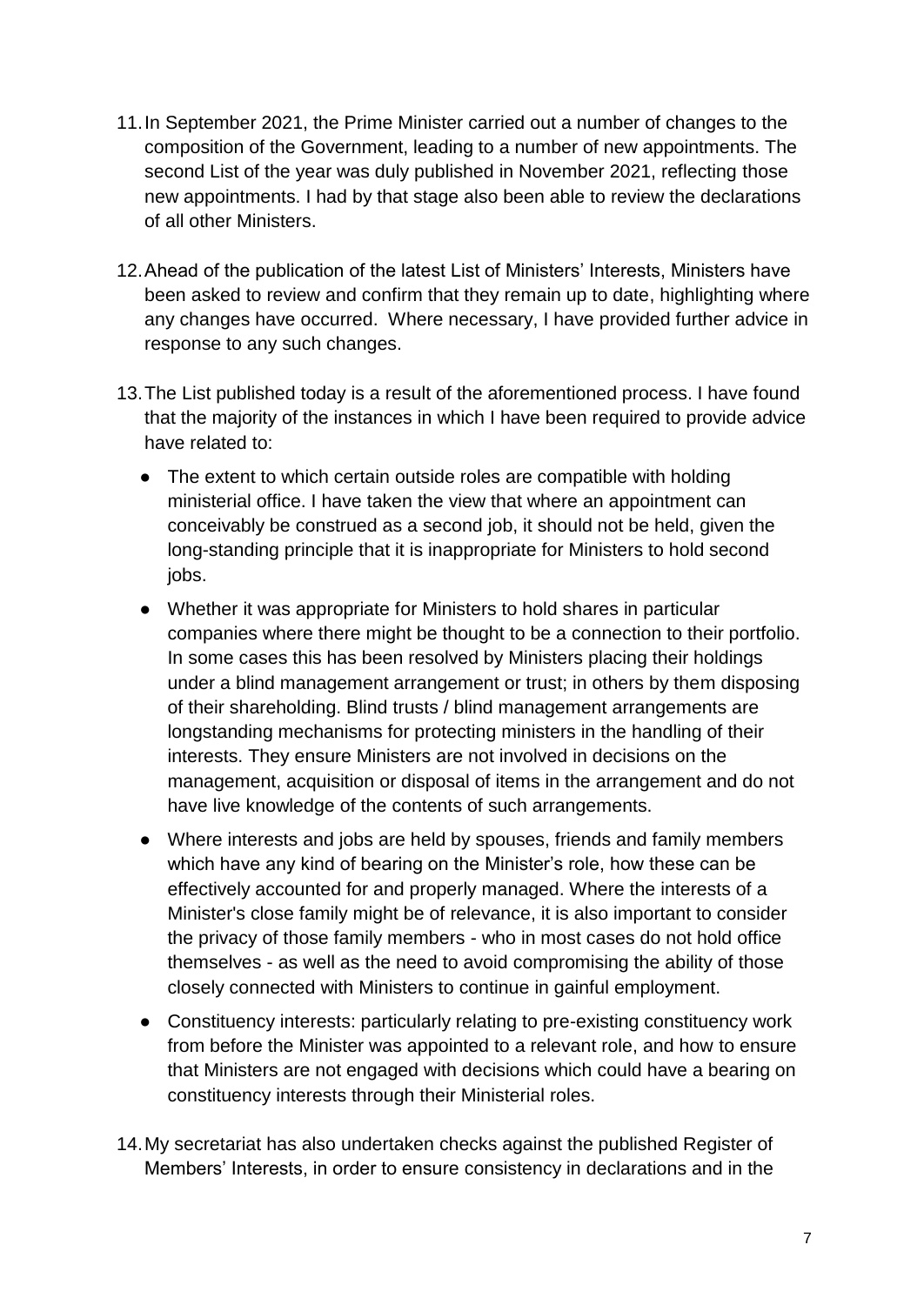11. In September 2021, the Prime Minister carried out a number of changes to the composition of the Government, leading to a number of new appointments. The second List of the year was duly published in November 2021, reflecting those new appointments. I had by that stage also been able to review the declarations of all other Ministers.

12. Ahead of the publication of the latest List of Ministers' Interests, Ministers have been asked to review and confirm that they remain up to date, highlighting where any changes have occurred. Where necessary, I have provided further advice in response to any such changes.

13. The List published today is a result of the aforementioned process. I have found that the majority of the instances in which I have been required to provide advice have related to:

    - The extent to which certain outside roles are compatible with holding ministerial office. I have taken the view that where an appointment can conceivably be construed as a second job, it should not be held, given the long-standing principle that it is inappropriate for Ministers to hold second jobs.
    - Whether it was appropriate for Ministers to hold shares in particular companies where there might be thought to be a connection to their portfolio. In some cases this has been resolved by Ministers placing their holdings under a blind management arrangement or trust; in others by them disposing of their shareholding. Blind trusts / blind management arrangements are longstanding mechanisms for protecting ministers in the handling of their interests. They ensure Ministers are not involved in decisions on the management, acquisition or disposal of items in the arrangement and do not have live knowledge of the contents of such arrangements.
    - Where interests and jobs are held by spouses, friends and family members which have any kind of bearing on the Minister's role, how these can be effectively accounted for and properly managed. Where the interests of a Minister's close family might be of relevance, it is also important to consider the privacy of those family members - who in most cases do not hold office themselves - as well as the need to avoid compromising the ability of those closely connected with Ministers to continue in gainful employment.
    - Constituency interests: particularly relating to pre-existing constituency work from before the Minister was appointed to a relevant role, and how to ensure that Ministers are not engaged with decisions which could have a bearing on constituency interests through their Ministerial roles.

14. My secretariat has also undertaken checks against the published Register of Members' Interests, in order to ensure consistency in declarations and in the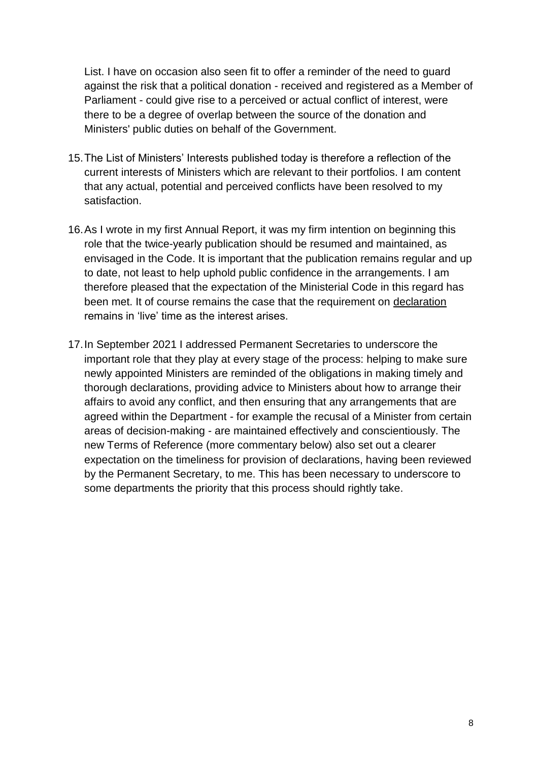List. I have on occasion also seen fit to offer a reminder of the need to guard against the risk that a political donation - received and registered as a Member of Parliament - could give rise to a perceived or actual conflict of interest, were there to be a degree of overlap between the source of the donation and Ministers' public duties on behalf of the Government.

15. The List of Ministers' Interests published today is therefore a reflection of the current interests of Ministers which are relevant to their portfolios. I am content that any actual, potential and perceived conflicts have been resolved to my satisfaction.

16. As I wrote in my first Annual Report, it was my firm intention on beginning this role that the twice-yearly publication should be resumed and maintained, as envisaged in the Code. It is important that the publication remains regular and up to date, not least to help uphold public confidence in the arrangements. I am therefore pleased that the expectation of the Ministerial Code in this regard has been met. It of course remains the case that the requirement on <u>declaration</u> remains in 'live' time as the interest arises.

17. In September 2021 I addressed Permanent Secretaries to underscore the important role that they play at every stage of the process: helping to make sure newly appointed Ministers are reminded of the obligations in making timely and thorough declarations, providing advice to Ministers about how to arrange their affairs to avoid any conflict, and then ensuring that any arrangements that are agreed within the Department - for example the recusal of a Minister from certain areas of decision-making - are maintained effectively and conscientiously. The new Terms of Reference (more commentary below) also set out a clearer expectation on the timeliness for provision of declarations, having been reviewed by the Permanent Secretary, to me. This has been necessary to underscore to some departments the priority that this process should rightly take.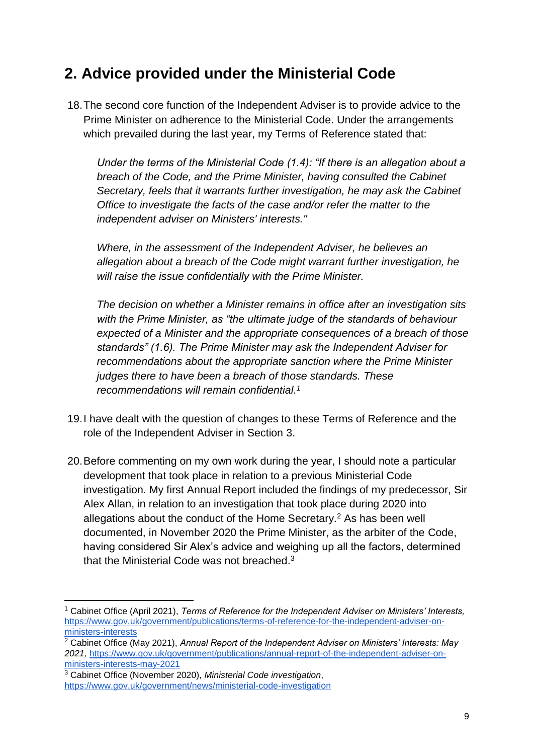## 2. Advice provided under the Ministerial Code

18. The second core function of the Independent Adviser is to provide advice to the Prime Minister on adherence to the Ministerial Code. Under the arrangements which prevailed during the last year, my Terms of Reference stated that:

   *Under the terms of the Ministerial Code (1.4): "If there is an allegation about a breach of the Code, and the Prime Minister, having consulted the Cabinet Secretary, feels that it warrants further investigation, he may ask the Cabinet Office to investigate the facts of the case and/or refer the matter to the independent adviser on Ministers' interests."*

   *Where, in the assessment of the Independent Adviser, he believes an allegation about a breach of the Code might warrant further investigation, he will raise the issue confidentially with the Prime Minister.*

   *The decision on whether a Minister remains in office after an investigation sits with the Prime Minister, as "the ultimate judge of the standards of behaviour expected of a Minister and the appropriate consequences of a breach of those standards" (1.6). The Prime Minister may ask the Independent Adviser for recommendations about the appropriate sanction where the Prime Minister judges there to have been a breach of those standards. These recommendations will remain confidential.*[1]

19. I have dealt with the question of changes to these Terms of Reference and the role of the Independent Adviser in Section 3.

20. Before commenting on my own work during the year, I should note a particular development that took place in relation to a previous Ministerial Code investigation. My first Annual Report included the findings of my predecessor, Sir Alex Allan, in relation to an investigation that took place during 2020 into allegations about the conduct of the Home Secretary.[2] As has been well documented, in November 2020 the Prime Minister, as the arbiter of the Code, having considered Sir Alex's advice and weighing up all the factors, determined that the Ministerial Code was not breached.[3]

---

[1] Cabinet Office (April 2021), *Terms of Reference for the Independent Adviser on Ministers' Interests,* https://www.gov.uk/government/publications/terms-of-reference-for-the-independent-adviser-on-ministers-interests

[2] Cabinet Office (May 2021), *Annual Report of the Independent Adviser on Ministers' Interests: May 2021,* https://www.gov.uk/government/publications/annual-report-of-the-independent-adviser-on-ministers-interests-may-2021

[3] Cabinet Office (November 2020), *Ministerial Code investigation*, https://www.gov.uk/government/news/ministerial-code-investigation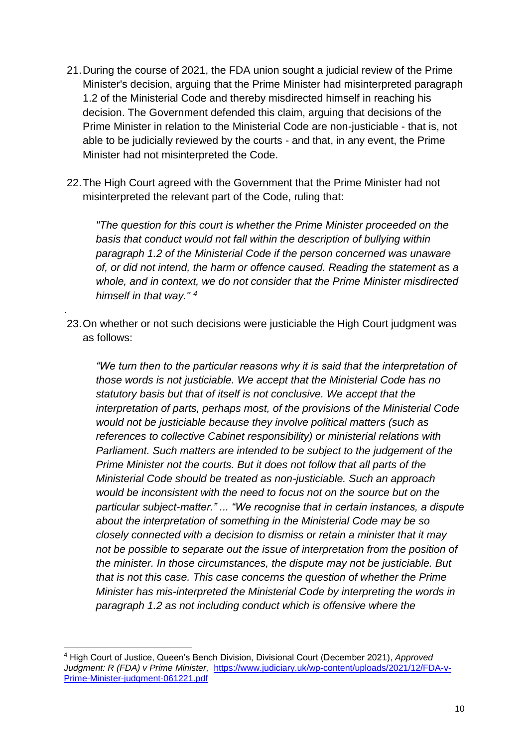21. During the course of 2021, the FDA union sought a judicial review of the Prime Minister's decision, arguing that the Prime Minister had misinterpreted paragraph 1.2 of the Ministerial Code and thereby misdirected himself in reaching his decision. The Government defended this claim, arguing that decisions of the Prime Minister in relation to the Ministerial Code are non-justiciable - that is, not able to be judicially reviewed by the courts - and that, in any event, the Prime Minister had not misinterpreted the Code.

22. The High Court agreed with the Government that the Prime Minister had not misinterpreted the relevant part of the Code, ruling that:

> *"The question for this court is whether the Prime Minister proceeded on the basis that conduct would not fall within the description of bullying within paragraph 1.2 of the Ministerial Code if the person concerned was unaware of, or did not intend, the harm or offence caused. Reading the statement as a whole, and in context, we do not consider that the Prime Minister misdirected himself in that way."* [4]

23. On whether or not such decisions were justiciable the High Court judgment was as follows:

> *"We turn then to the particular reasons why it is said that the interpretation of those words is not justiciable. We accept that the Ministerial Code has no statutory basis but that of itself is not conclusive. We accept that the interpretation of parts, perhaps most, of the provisions of the Ministerial Code would not be justiciable because they involve political matters (such as references to collective Cabinet responsibility) or ministerial relations with Parliament. Such matters are intended to be subject to the judgement of the Prime Minister not the courts. But it does not follow that all parts of the Ministerial Code should be treated as non-justiciable. Such an approach would be inconsistent with the need to focus not on the source but on the particular subject-matter." ... "We recognise that in certain instances, a dispute about the interpretation of something in the Ministerial Code may be so closely connected with a decision to dismiss or retain a minister that it may not be possible to separate out the issue of interpretation from the position of the minister. In those circumstances, the dispute may not be justiciable. But that is not this case. This case concerns the question of whether the Prime Minister has mis-interpreted the Ministerial Code by interpreting the words in paragraph 1.2 as not including conduct which is offensive where the*

---

[4] High Court of Justice, Queen's Bench Division, Divisional Court (December 2021), *Approved Judgment: R (FDA) v Prime Minister,* https://www.judiciary.uk/wp-content/uploads/2021/12/FDA-v-Prime-Minister-judgment-061221.pdf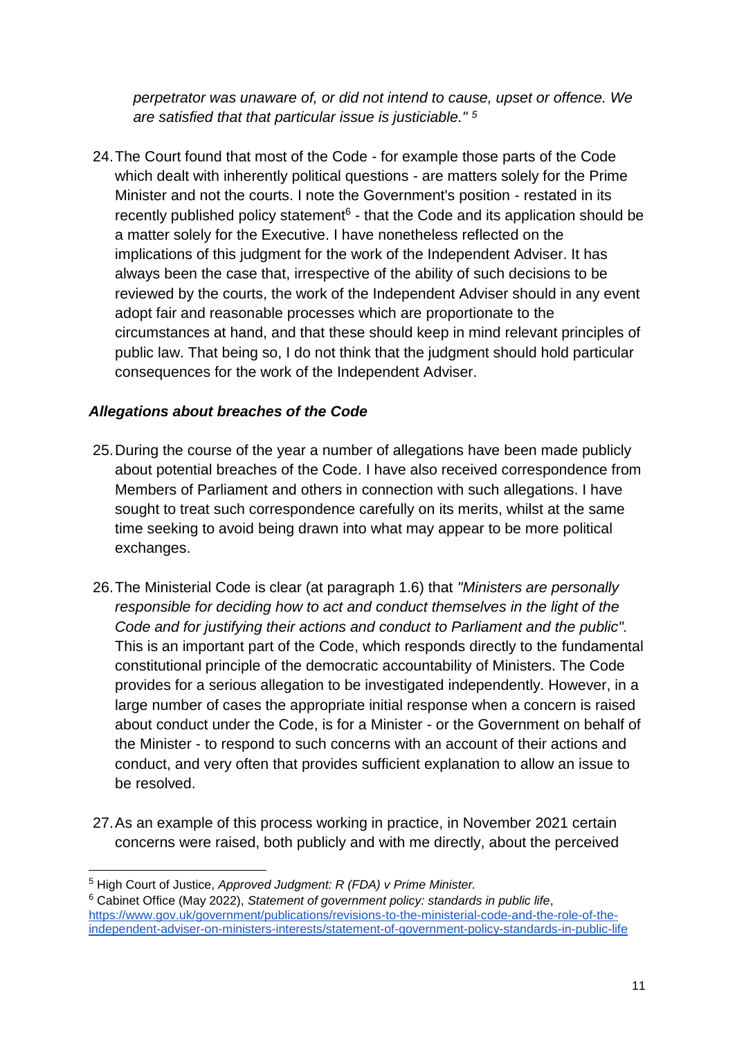*perpetrator was unaware of, or did not intend to cause, upset or offence. We are satisfied that that particular issue is justiciable."* [5]

24. The Court found that most of the Code - for example those parts of the Code which dealt with inherently political questions - are matters solely for the Prime Minister and not the courts. I note the Government's position - restated in its recently published policy statement[6] - that the Code and its application should be a matter solely for the Executive. I have nonetheless reflected on the implications of this judgment for the work of the Independent Adviser. It has always been the case that, irrespective of the ability of such decisions to be reviewed by the courts, the work of the Independent Adviser should in any event adopt fair and reasonable processes which are proportionate to the circumstances at hand, and that these should keep in mind relevant principles of public law. That being so, I do not think that the judgment should hold particular consequences for the work of the Independent Adviser.

***Allegations about breaches of the Code***

25. During the course of the year a number of allegations have been made publicly about potential breaches of the Code. I have also received correspondence from Members of Parliament and others in connection with such allegations. I have sought to treat such correspondence carefully on its merits, whilst at the same time seeking to avoid being drawn into what may appear to be more political exchanges.

26. The Ministerial Code is clear (at paragraph 1.6) that *"Ministers are personally responsible for deciding how to act and conduct themselves in the light of the Code and for justifying their actions and conduct to Parliament and the public"*. This is an important part of the Code, which responds directly to the fundamental constitutional principle of the democratic accountability of Ministers. The Code provides for a serious allegation to be investigated independently. However, in a large number of cases the appropriate initial response when a concern is raised about conduct under the Code, is for a Minister - or the Government on behalf of the Minister - to respond to such concerns with an account of their actions and conduct, and very often that provides sufficient explanation to allow an issue to be resolved.

27. As an example of this process working in practice, in November 2021 certain concerns were raised, both publicly and with me directly, about the perceived

---

[5] High Court of Justice, *Approved Judgment: R (FDA) v Prime Minister.*

[6] Cabinet Office (May 2022), *Statement of government policy: standards in public life*, https://www.gov.uk/government/publications/revisions-to-the-ministerial-code-and-the-role-of-the-independent-adviser-on-ministers-interests/statement-of-government-policy-standards-in-public-life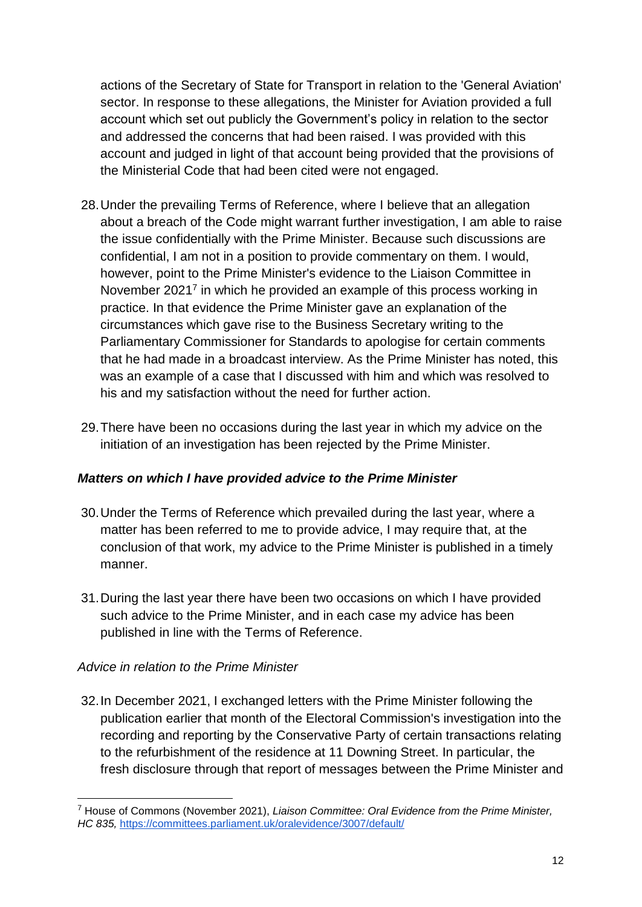actions of the Secretary of State for Transport in relation to the 'General Aviation' sector. In response to these allegations, the Minister for Aviation provided a full account which set out publicly the Government's policy in relation to the sector and addressed the concerns that had been raised. I was provided with this account and judged in light of that account being provided that the provisions of the Ministerial Code that had been cited were not engaged.

28. Under the prevailing Terms of Reference, where I believe that an allegation about a breach of the Code might warrant further investigation, I am able to raise the issue confidentially with the Prime Minister. Because such discussions are confidential, I am not in a position to provide commentary on them. I would, however, point to the Prime Minister's evidence to the Liaison Committee in November 2021[7] in which he provided an example of this process working in practice. In that evidence the Prime Minister gave an explanation of the circumstances which gave rise to the Business Secretary writing to the Parliamentary Commissioner for Standards to apologise for certain comments that he had made in a broadcast interview. As the Prime Minister has noted, this was an example of a case that I discussed with him and which was resolved to his and my satisfaction without the need for further action.

29. There have been no occasions during the last year in which my advice on the initiation of an investigation has been rejected by the Prime Minister.

### ***Matters on which I have provided advice to the Prime Minister***

30. Under the Terms of Reference which prevailed during the last year, where a matter has been referred to me to provide advice, I may require that, at the conclusion of that work, my advice to the Prime Minister is published in a timely manner.

31. During the last year there have been two occasions on which I have provided such advice to the Prime Minister, and in each case my advice has been published in line with the Terms of Reference.

#### *Advice in relation to the Prime Minister*

32. In December 2021, I exchanged letters with the Prime Minister following the publication earlier that month of the Electoral Commission's investigation into the recording and reporting by the Conservative Party of certain transactions relating to the refurbishment of the residence at 11 Downing Street. In particular, the fresh disclosure through that report of messages between the Prime Minister and

---

[7] House of Commons (November 2021), *Liaison Committee: Oral Evidence from the Prime Minister, HC 835,* https://committees.parliament.uk/oralevidence/3007/default/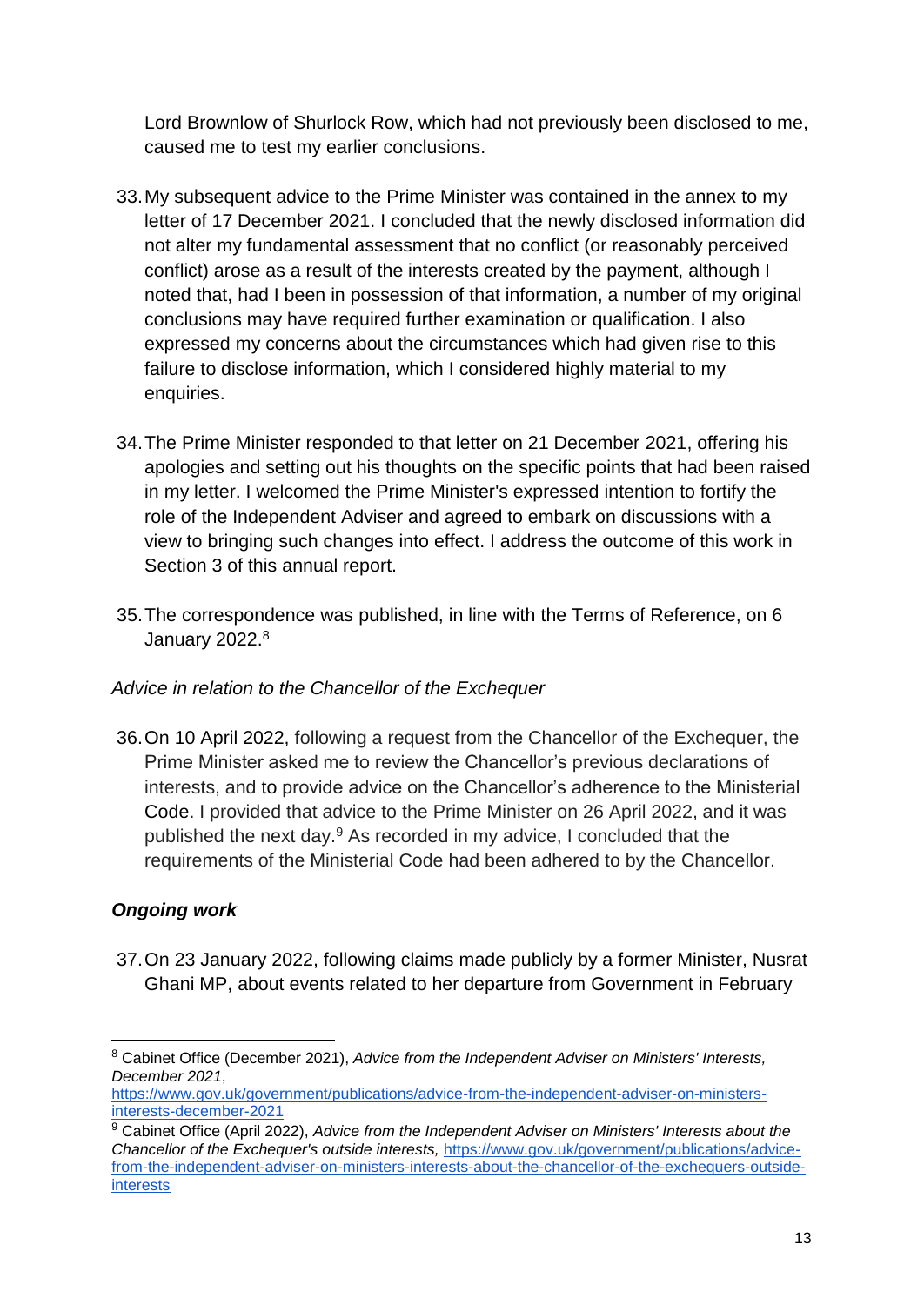Lord Brownlow of Shurlock Row, which had not previously been disclosed to me, caused me to test my earlier conclusions.

33. My subsequent advice to the Prime Minister was contained in the annex to my letter of 17 December 2021. I concluded that the newly disclosed information did not alter my fundamental assessment that no conflict (or reasonably perceived conflict) arose as a result of the interests created by the payment, although I noted that, had I been in possession of that information, a number of my original conclusions may have required further examination or qualification. I also expressed my concerns about the circumstances which had given rise to this failure to disclose information, which I considered highly material to my enquiries.

34. The Prime Minister responded to that letter on 21 December 2021, offering his apologies and setting out his thoughts on the specific points that had been raised in my letter. I welcomed the Prime Minister's expressed intention to fortify the role of the Independent Adviser and agreed to embark on discussions with a view to bringing such changes into effect. I address the outcome of this work in Section 3 of this annual report.

35. The correspondence was published, in line with the Terms of Reference, on 6 January 2022.[8]

*Advice in relation to the Chancellor of the Exchequer*

36. On 10 April 2022, following a request from the Chancellor of the Exchequer, the Prime Minister asked me to review the Chancellor's previous declarations of interests, and to provide advice on the Chancellor's adherence to the Ministerial Code. I provided that advice to the Prime Minister on 26 April 2022, and it was published the next day.[9] As recorded in my advice, I concluded that the requirements of the Ministerial Code had been adhered to by the Chancellor.

***Ongoing work***

37. On 23 January 2022, following claims made publicly by a former Minister, Nusrat Ghani MP, about events related to her departure from Government in February

---

[8] Cabinet Office (December 2021), *Advice from the Independent Adviser on Ministers' Interests, December 2021*, https://www.gov.uk/government/publications/advice-from-the-independent-adviser-on-ministers-interests-december-2021

[9] Cabinet Office (April 2022), *Advice from the Independent Adviser on Ministers' Interests about the Chancellor of the Exchequer's outside interests,* https://www.gov.uk/government/publications/advice-from-the-independent-adviser-on-ministers-interests-about-the-chancellor-of-the-exchequers-outside-interests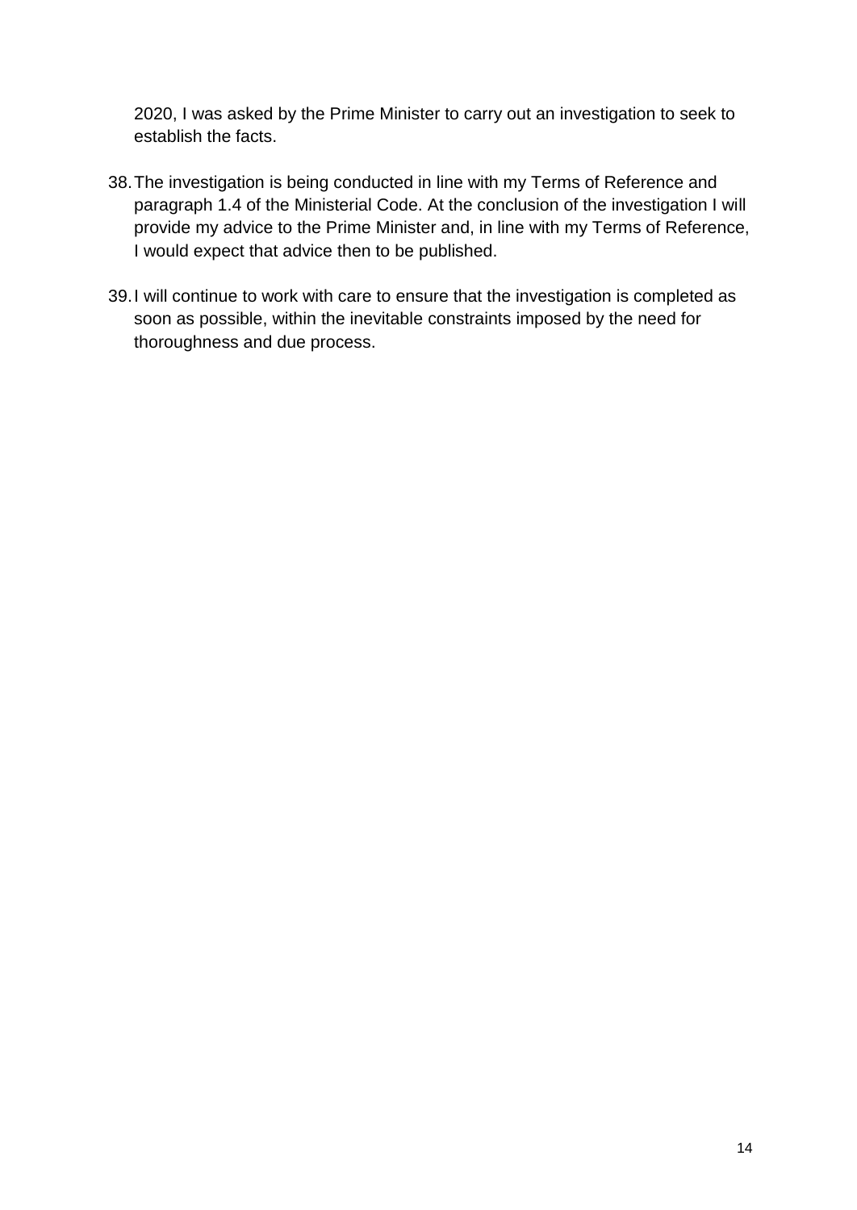2020, I was asked by the Prime Minister to carry out an investigation to seek to establish the facts.

38. The investigation is being conducted in line with my Terms of Reference and paragraph 1.4 of the Ministerial Code. At the conclusion of the investigation I will provide my advice to the Prime Minister and, in line with my Terms of Reference, I would expect that advice then to be published.

39. I will continue to work with care to ensure that the investigation is completed as soon as possible, within the inevitable constraints imposed by the need for thoroughness and due process.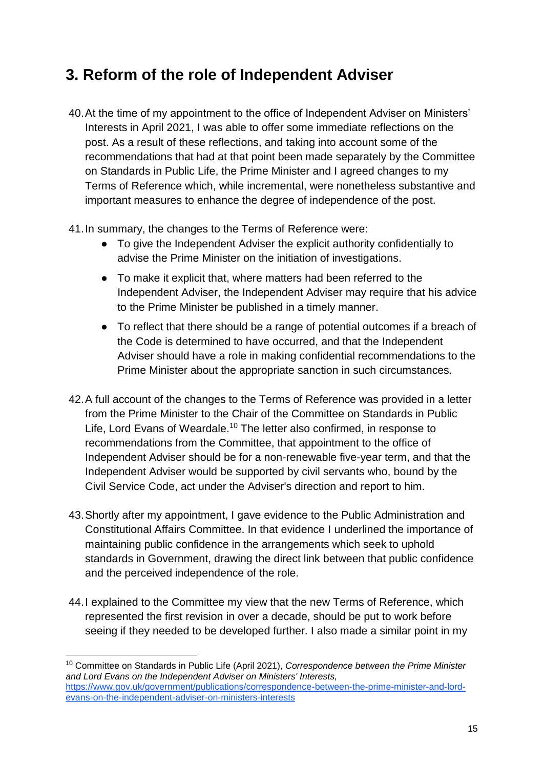## 3. Reform of the role of Independent Adviser

40. At the time of my appointment to the office of Independent Adviser on Ministers' Interests in April 2021, I was able to offer some immediate reflections on the post. As a result of these reflections, and taking into account some of the recommendations that had at that point been made separately by the Committee on Standards in Public Life, the Prime Minister and I agreed changes to my Terms of Reference which, while incremental, were nonetheless substantive and important measures to enhance the degree of independence of the post.

41. In summary, the changes to the Terms of Reference were:
    - To give the Independent Adviser the explicit authority confidentially to advise the Prime Minister on the initiation of investigations.
    - To make it explicit that, where matters had been referred to the Independent Adviser, the Independent Adviser may require that his advice to the Prime Minister be published in a timely manner.
    - To reflect that there should be a range of potential outcomes if a breach of the Code is determined to have occurred, and that the Independent Adviser should have a role in making confidential recommendations to the Prime Minister about the appropriate sanction in such circumstances.

42. A full account of the changes to the Terms of Reference was provided in a letter from the Prime Minister to the Chair of the Committee on Standards in Public Life, Lord Evans of Weardale.[10] The letter also confirmed, in response to recommendations from the Committee, that appointment to the office of Independent Adviser should be for a non-renewable five-year term, and that the Independent Adviser would be supported by civil servants who, bound by the Civil Service Code, act under the Adviser's direction and report to him.

43. Shortly after my appointment, I gave evidence to the Public Administration and Constitutional Affairs Committee. In that evidence I underlined the importance of maintaining public confidence in the arrangements which seek to uphold standards in Government, drawing the direct link between that public confidence and the perceived independence of the role.

44. I explained to the Committee my view that the new Terms of Reference, which represented the first revision in over a decade, should be put to work before seeing if they needed to be developed further. I also made a similar point in my

---

[10] Committee on Standards in Public Life (April 2021), *Correspondence between the Prime Minister and Lord Evans on the Independent Adviser on Ministers' Interests,* https://www.gov.uk/government/publications/correspondence-between-the-prime-minister-and-lord-evans-on-the-independent-adviser-on-ministers-interests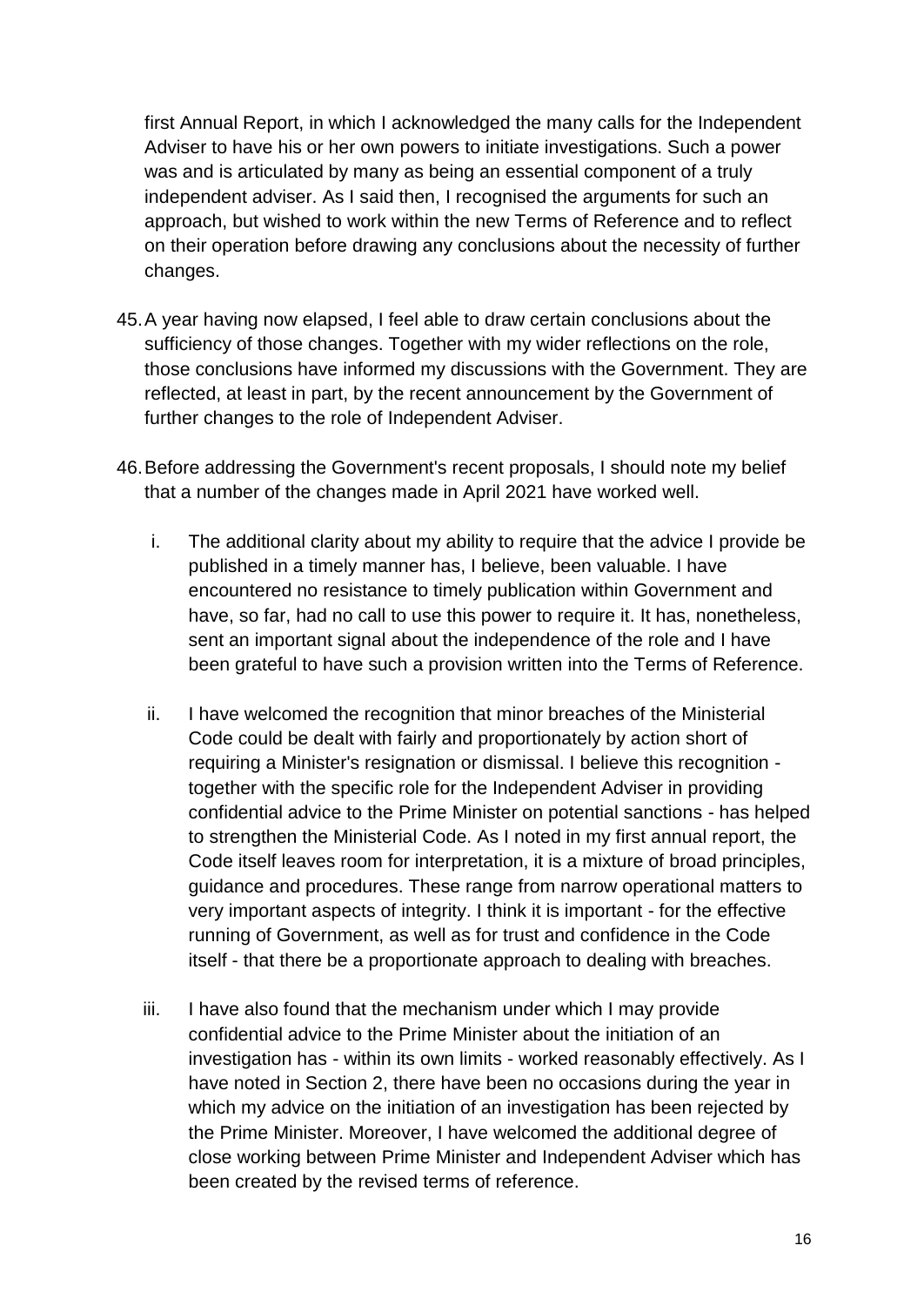first Annual Report, in which I acknowledged the many calls for the Independent Adviser to have his or her own powers to initiate investigations. Such a power was and is articulated by many as being an essential component of a truly independent adviser. As I said then, I recognised the arguments for such an approach, but wished to work within the new Terms of Reference and to reflect on their operation before drawing any conclusions about the necessity of further changes.

45. A year having now elapsed, I feel able to draw certain conclusions about the sufficiency of those changes. Together with my wider reflections on the role, those conclusions have informed my discussions with the Government. They are reflected, at least in part, by the recent announcement by the Government of further changes to the role of Independent Adviser.

46. Before addressing the Government's recent proposals, I should note my belief that a number of the changes made in April 2021 have worked well.

    i. The additional clarity about my ability to require that the advice I provide be published in a timely manner has, I believe, been valuable. I have encountered no resistance to timely publication within Government and have, so far, had no call to use this power to require it. It has, nonetheless, sent an important signal about the independence of the role and I have been grateful to have such a provision written into the Terms of Reference.

    ii. I have welcomed the recognition that minor breaches of the Ministerial Code could be dealt with fairly and proportionately by action short of requiring a Minister's resignation or dismissal. I believe this recognition - together with the specific role for the Independent Adviser in providing confidential advice to the Prime Minister on potential sanctions - has helped to strengthen the Ministerial Code. As I noted in my first annual report, the Code itself leaves room for interpretation, it is a mixture of broad principles, guidance and procedures. These range from narrow operational matters to very important aspects of integrity. I think it is important - for the effective running of Government, as well as for trust and confidence in the Code itself - that there be a proportionate approach to dealing with breaches.

    iii. I have also found that the mechanism under which I may provide confidential advice to the Prime Minister about the initiation of an investigation has - within its own limits - worked reasonably effectively. As I have noted in Section 2, there have been no occasions during the year in which my advice on the initiation of an investigation has been rejected by the Prime Minister. Moreover, I have welcomed the additional degree of close working between Prime Minister and Independent Adviser which has been created by the revised terms of reference.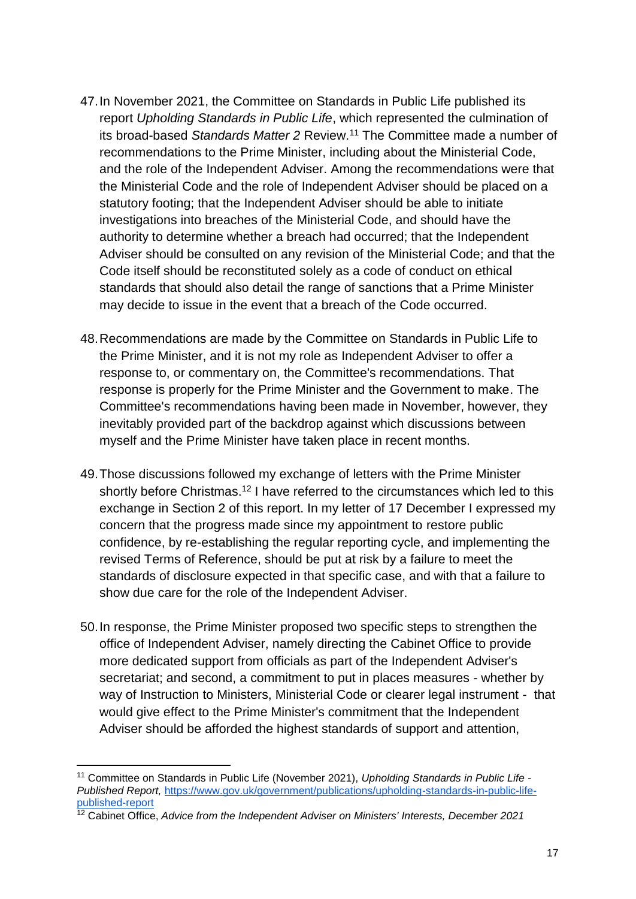47. In November 2021, the Committee on Standards in Public Life published its report *Upholding Standards in Public Life*, which represented the culmination of its broad-based *Standards Matter 2* Review.[11] The Committee made a number of recommendations to the Prime Minister, including about the Ministerial Code, and the role of the Independent Adviser. Among the recommendations were that the Ministerial Code and the role of Independent Adviser should be placed on a statutory footing; that the Independent Adviser should be able to initiate investigations into breaches of the Ministerial Code, and should have the authority to determine whether a breach had occurred; that the Independent Adviser should be consulted on any revision of the Ministerial Code; and that the Code itself should be reconstituted solely as a code of conduct on ethical standards that should also detail the range of sanctions that a Prime Minister may decide to issue in the event that a breach of the Code occurred.

48. Recommendations are made by the Committee on Standards in Public Life to the Prime Minister, and it is not my role as Independent Adviser to offer a response to, or commentary on, the Committee's recommendations. That response is properly for the Prime Minister and the Government to make. The Committee's recommendations having been made in November, however, they inevitably provided part of the backdrop against which discussions between myself and the Prime Minister have taken place in recent months.

49. Those discussions followed my exchange of letters with the Prime Minister shortly before Christmas.[12] I have referred to the circumstances which led to this exchange in Section 2 of this report. In my letter of 17 December I expressed my concern that the progress made since my appointment to restore public confidence, by re-establishing the regular reporting cycle, and implementing the revised Terms of Reference, should be put at risk by a failure to meet the standards of disclosure expected in that specific case, and with that a failure to show due care for the role of the Independent Adviser.

50. In response, the Prime Minister proposed two specific steps to strengthen the office of Independent Adviser, namely directing the Cabinet Office to provide more dedicated support from officials as part of the Independent Adviser's secretariat; and second, a commitment to put in places measures - whether by way of Instruction to Ministers, Ministerial Code or clearer legal instrument - that would give effect to the Prime Minister's commitment that the Independent Adviser should be afforded the highest standards of support and attention,

---

[11] Committee on Standards in Public Life (November 2021), *Upholding Standards in Public Life - Published Report,* https://www.gov.uk/government/publications/upholding-standards-in-public-life-published-report

[12] Cabinet Office, *Advice from the Independent Adviser on Ministers' Interests, December 2021*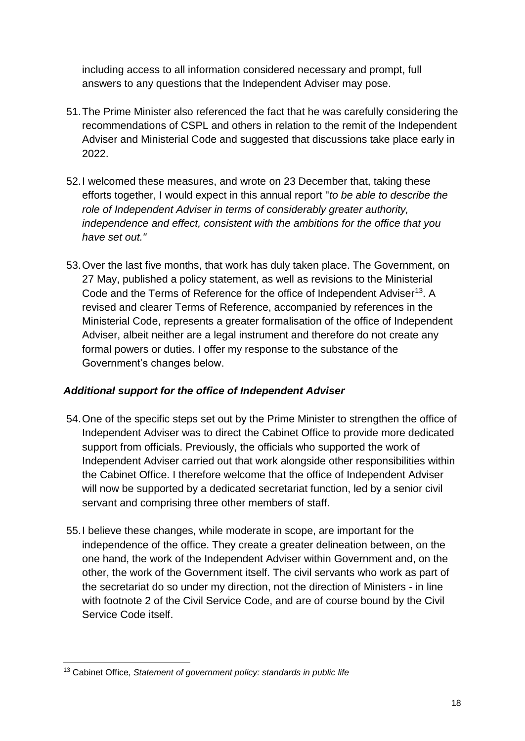including access to all information considered necessary and prompt, full answers to any questions that the Independent Adviser may pose.

51. The Prime Minister also referenced the fact that he was carefully considering the recommendations of CSPL and others in relation to the remit of the Independent Adviser and Ministerial Code and suggested that discussions take place early in 2022.

52. I welcomed these measures, and wrote on 23 December that, taking these efforts together, I would expect in this annual report "*to be able to describe the role of Independent Adviser in terms of considerably greater authority, independence and effect, consistent with the ambitions for the office that you have set out."*

53. Over the last five months, that work has duly taken place. The Government, on 27 May, published a policy statement, as well as revisions to the Ministerial Code and the Terms of Reference for the office of Independent Adviser[13]. A revised and clearer Terms of Reference, accompanied by references in the Ministerial Code, represents a greater formalisation of the office of Independent Adviser, albeit neither are a legal instrument and therefore do not create any formal powers or duties. I offer my response to the substance of the Government's changes below.

### *Additional support for the office of Independent Adviser*

54. One of the specific steps set out by the Prime Minister to strengthen the office of Independent Adviser was to direct the Cabinet Office to provide more dedicated support from officials. Previously, the officials who supported the work of Independent Adviser carried out that work alongside other responsibilities within the Cabinet Office. I therefore welcome that the office of Independent Adviser will now be supported by a dedicated secretariat function, led by a senior civil servant and comprising three other members of staff.

55. I believe these changes, while moderate in scope, are important for the independence of the office. They create a greater delineation between, on the one hand, the work of the Independent Adviser within Government and, on the other, the work of the Government itself. The civil servants who work as part of the secretariat do so under my direction, not the direction of Ministers - in line with footnote 2 of the Civil Service Code, and are of course bound by the Civil Service Code itself.

---

[13] Cabinet Office, *Statement of government policy: standards in public life*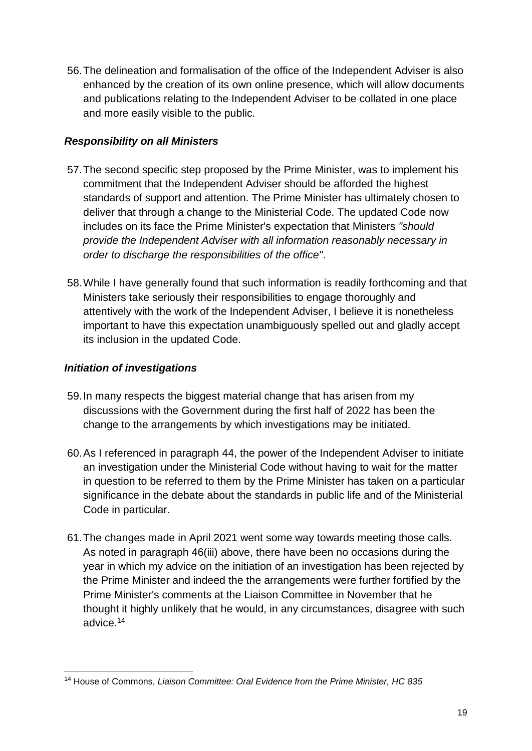56. The delineation and formalisation of the office of the Independent Adviser is also enhanced by the creation of its own online presence, which will allow documents and publications relating to the Independent Adviser to be collated in one place and more easily visible to the public.

### *Responsibility on all Ministers*

57. The second specific step proposed by the Prime Minister, was to implement his commitment that the Independent Adviser should be afforded the highest standards of support and attention. The Prime Minister has ultimately chosen to deliver that through a change to the Ministerial Code. The updated Code now includes on its face the Prime Minister's expectation that Ministers *"should provide the Independent Adviser with all information reasonably necessary in order to discharge the responsibilities of the office"*.

58. While I have generally found that such information is readily forthcoming and that Ministers take seriously their responsibilities to engage thoroughly and attentively with the work of the Independent Adviser, I believe it is nonetheless important to have this expectation unambiguously spelled out and gladly accept its inclusion in the updated Code.

### *Initiation of investigations*

59. In many respects the biggest material change that has arisen from my discussions with the Government during the first half of 2022 has been the change to the arrangements by which investigations may be initiated.

60. As I referenced in paragraph 44, the power of the Independent Adviser to initiate an investigation under the Ministerial Code without having to wait for the matter in question to be referred to them by the Prime Minister has taken on a particular significance in the debate about the standards in public life and of the Ministerial Code in particular.

61. The changes made in April 2021 went some way towards meeting those calls. As noted in paragraph 46(iii) above, there have been no occasions during the year in which my advice on the initiation of an investigation has been rejected by the Prime Minister and indeed the the arrangements were further fortified by the Prime Minister's comments at the Liaison Committee in November that he thought it highly unlikely that he would, in any circumstances, disagree with such advice.[14]

---

[14] House of Commons, *Liaison Committee: Oral Evidence from the Prime Minister, HC 835*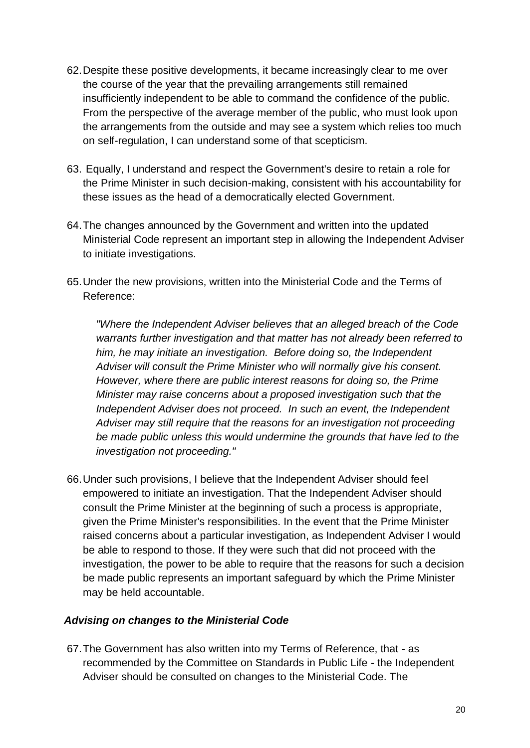62. Despite these positive developments, it became increasingly clear to me over the course of the year that the prevailing arrangements still remained insufficiently independent to be able to command the confidence of the public. From the perspective of the average member of the public, who must look upon the arrangements from the outside and may see a system which relies too much on self-regulation, I can understand some of that scepticism.

63. Equally, I understand and respect the Government's desire to retain a role for the Prime Minister in such decision-making, consistent with his accountability for these issues as the head of a democratically elected Government.

64. The changes announced by the Government and written into the updated Ministerial Code represent an important step in allowing the Independent Adviser to initiate investigations.

65. Under the new provisions, written into the Ministerial Code and the Terms of Reference:

    *"Where the Independent Adviser believes that an alleged breach of the Code warrants further investigation and that matter has not already been referred to him, he may initiate an investigation. Before doing so, the Independent Adviser will consult the Prime Minister who will normally give his consent. However, where there are public interest reasons for doing so, the Prime Minister may raise concerns about a proposed investigation such that the Independent Adviser does not proceed. In such an event, the Independent Adviser may still require that the reasons for an investigation not proceeding be made public unless this would undermine the grounds that have led to the investigation not proceeding."*

66. Under such provisions, I believe that the Independent Adviser should feel empowered to initiate an investigation. That the Independent Adviser should consult the Prime Minister at the beginning of such a process is appropriate, given the Prime Minister's responsibilities. In the event that the Prime Minister raised concerns about a particular investigation, as Independent Adviser I would be able to respond to those. If they were such that did not proceed with the investigation, the power to be able to require that the reasons for such a decision be made public represents an important safeguard by which the Prime Minister may be held accountable.

#### ***Advising on changes to the Ministerial Code***

67. The Government has also written into my Terms of Reference, that - as recommended by the Committee on Standards in Public Life - the Independent Adviser should be consulted on changes to the Ministerial Code. The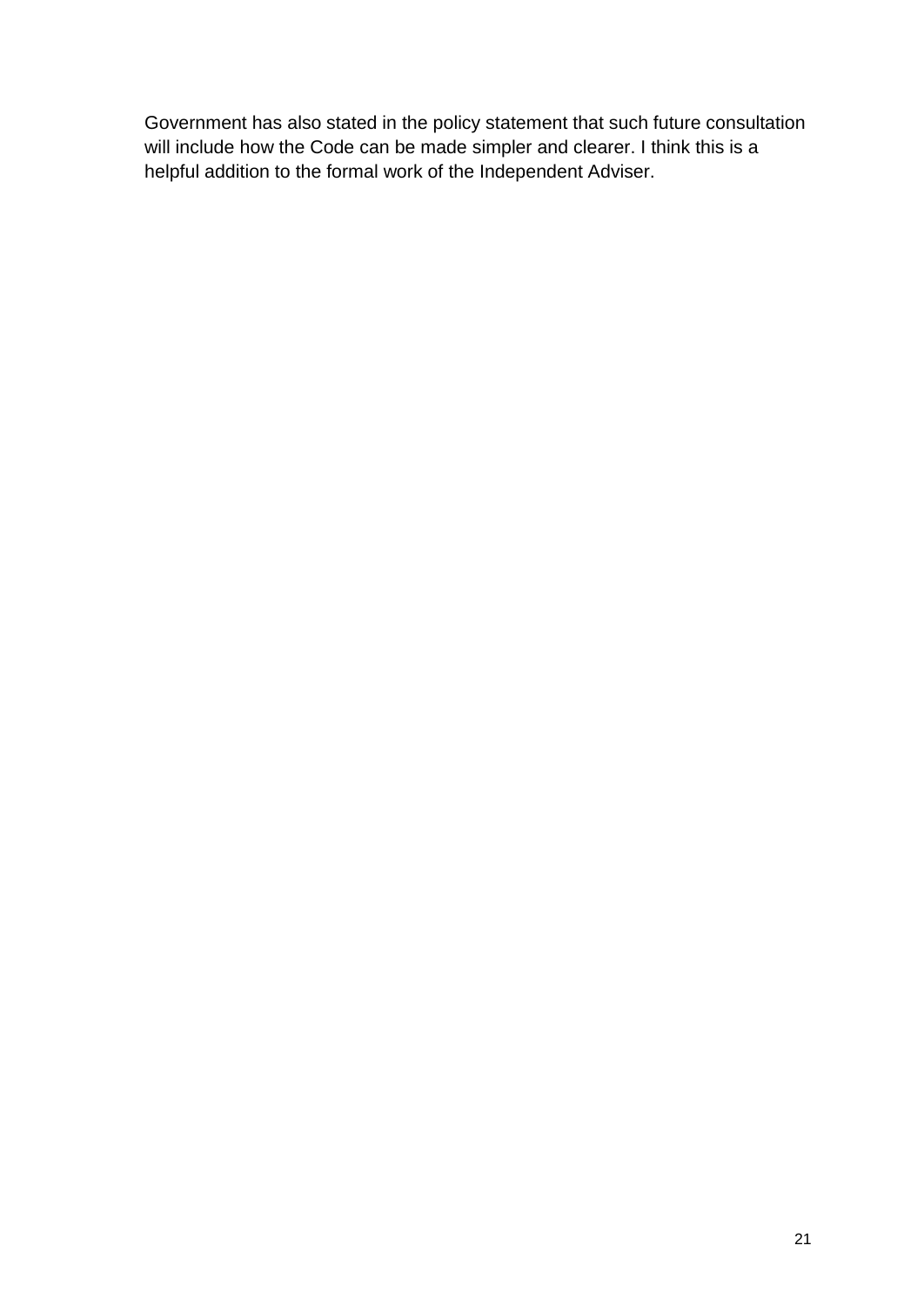Government has also stated in the policy statement that such future consultation will include how the Code can be made simpler and clearer. I think this is a helpful addition to the formal work of the Independent Adviser.